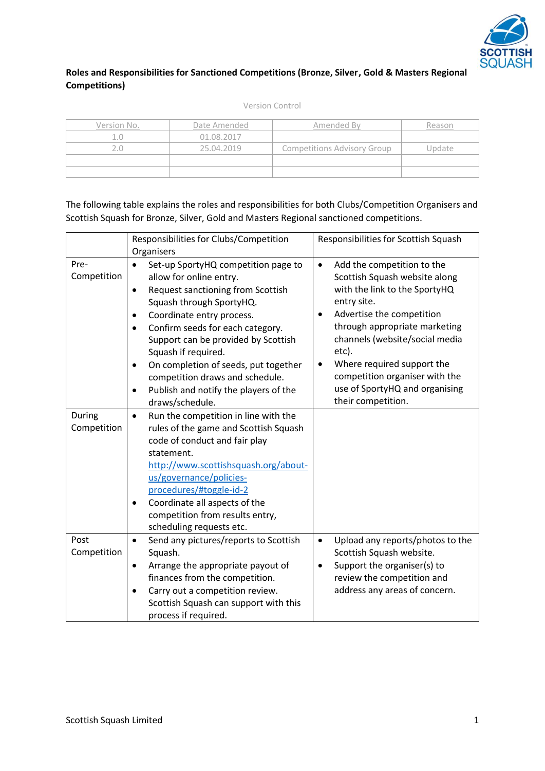**Roles and Responsibilities for Sanctioned Competitions (Bronze, Silver, Gold & Masters Regional Competitions)**

Version Control

| Version No. | Date Amended | Amended By | Reason |
| --- | --- | --- | --- |
| 1.0 | 01.08.2017 | | |
| 2.0 | 25.04.2019 | Competitions Advisory Group | Update |
| | | | |
| | | | |

The following table explains the roles and responsibilities for both Clubs/Competition Organisers and Scottish Squash for Bronze, Silver, Gold and Masters Regional sanctioned competitions.

| | Responsibilities for Clubs/Competition Organisers | Responsibilities for Scottish Squash |
| --- | --- | --- |
| Pre-Competition | • Set-up SportyHQ competition page to allow for online entry.<br>• Request sanctioning from Scottish Squash through SportyHQ.<br>• Coordinate entry process.<br>• Confirm seeds for each category. Support can be provided by Scottish Squash if required.<br>• On completion of seeds, put together competition draws and schedule.<br>• Publish and notify the players of the draws/schedule. | • Add the competition to the Scottish Squash website along with the link to the SportyHQ entry site.<br>• Advertise the competition through appropriate marketing channels (website/social media etc).<br>• Where required support the competition organiser with the use of SportyHQ and organising their competition. |
| During Competition | • Run the competition in line with the rules of the game and Scottish Squash code of conduct and fair play statement. http://www.scottishsquash.org/about-us/governance/policies-procedures/#toggle-id-2<br>• Coordinate all aspects of the competition from results entry, scheduling requests etc. | |
| Post Competition | • Send any pictures/reports to Scottish Squash.<br>• Arrange the appropriate payout of finances from the competition.<br>• Carry out a competition review. Scottish Squash can support with this process if required. | • Upload any reports/photos to the Scottish Squash website.<br>• Support the organiser(s) to review the competition and address any areas of concern. |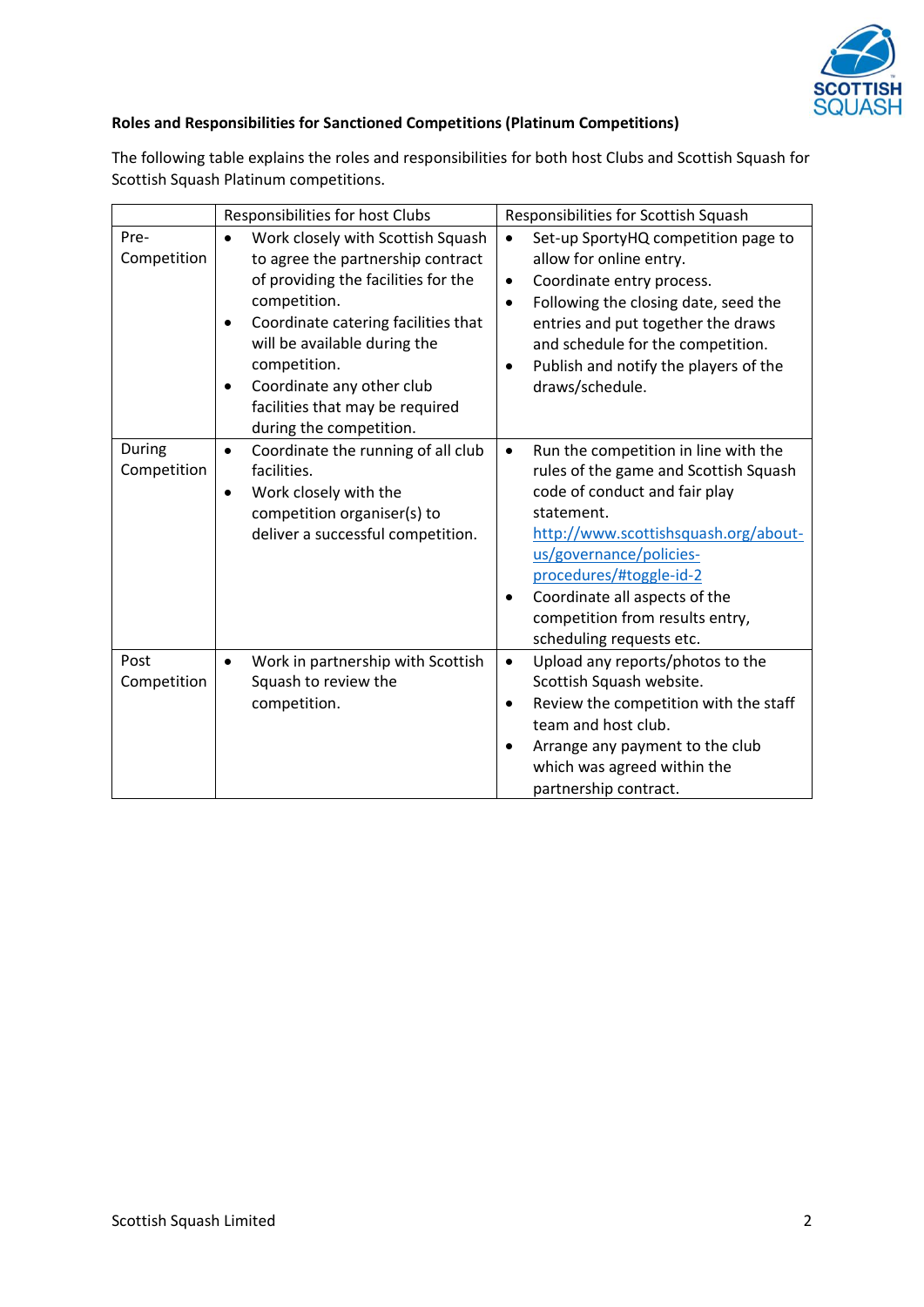**Roles and Responsibilities for Sanctioned Competitions (Platinum Competitions)**

The following table explains the roles and responsibilities for both host Clubs and Scottish Squash for Scottish Squash Platinum competitions.

| | Responsibilities for host Clubs | Responsibilities for Scottish Squash |
|---|---|---|
| Pre-Competition | • Work closely with Scottish Squash to agree the partnership contract of providing the facilities for the competition.<br>• Coordinate catering facilities that will be available during the competition.<br>• Coordinate any other club facilities that may be required during the competition. | • Set-up SportyHQ competition page to allow for online entry.<br>• Coordinate entry process.<br>• Following the closing date, seed the entries and put together the draws and schedule for the competition.<br>• Publish and notify the players of the draws/schedule. |
| During Competition | • Coordinate the running of all club facilities.<br>• Work closely with the competition organiser(s) to deliver a successful competition. | • Run the competition in line with the rules of the game and Scottish Squash code of conduct and fair play statement. http://www.scottishsquash.org/about-us/governance/policies-procedures/#toggle-id-2<br>• Coordinate all aspects of the competition from results entry, scheduling requests etc. |
| Post Competition | • Work in partnership with Scottish Squash to review the competition. | • Upload any reports/photos to the Scottish Squash website.<br>• Review the competition with the staff team and host club.<br>• Arrange any payment to the club which was agreed within the partnership contract. |